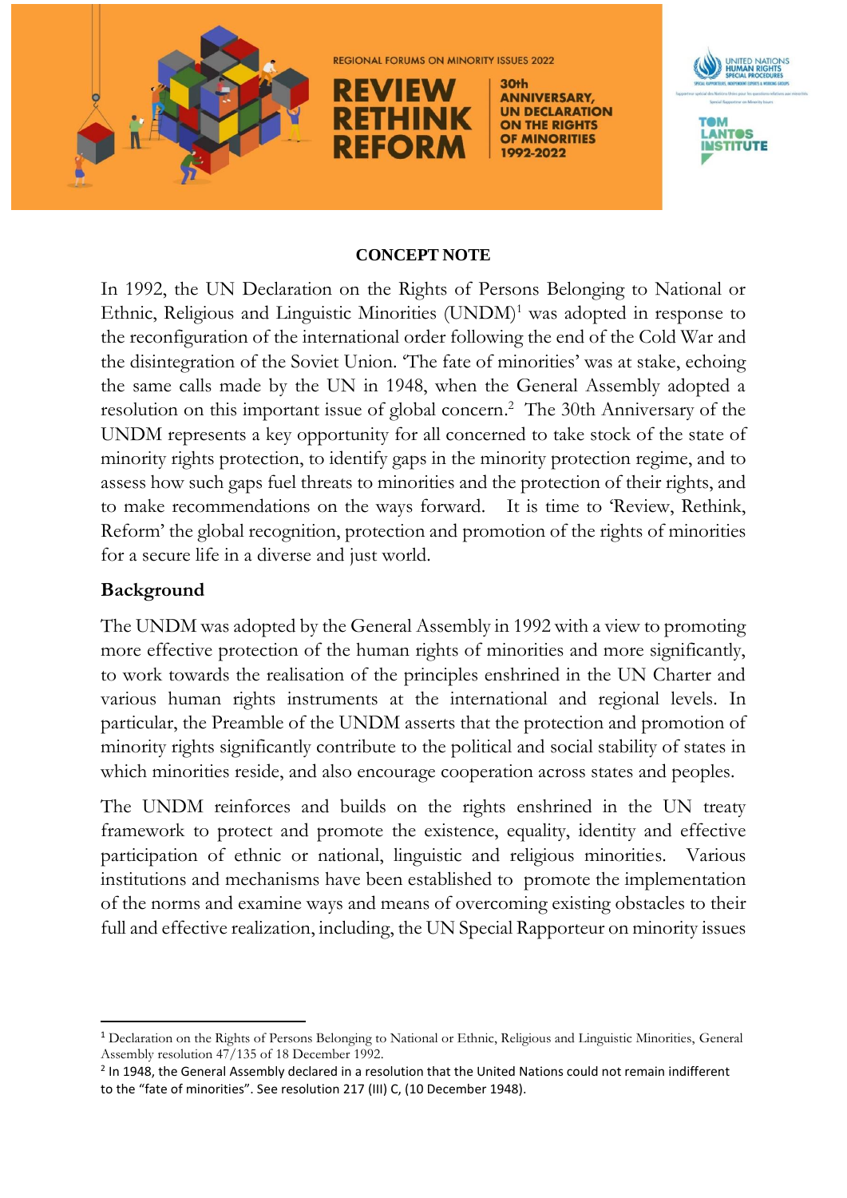REGIONAL FORUMS ON MINORITY ISSUES 2022

**REVIEW RETHINK REFORM**

**30th ANNIVERSARY, UN DECLARATION ON THE RIGHTS OF MINORITIES 1992-2022**

**CONCEPT NOTE**

In 1992, the UN Declaration on the Rights of Persons Belonging to National or Ethnic, Religious and Linguistic Minorities (UNDM)[1] was adopted in response to the reconfiguration of the international order following the end of the Cold War and the disintegration of the Soviet Union. 'The fate of minorities' was at stake, echoing the same calls made by the UN in 1948, when the General Assembly adopted a resolution on this important issue of global concern.[2] The 30th Anniversary of the UNDM represents a key opportunity for all concerned to take stock of the state of minority rights protection, to identify gaps in the minority protection regime, and to assess how such gaps fuel threats to minorities and the protection of their rights, and to make recommendations on the ways forward. It is time to 'Review, Rethink, Reform' the global recognition, protection and promotion of the rights of minorities for a secure life in a diverse and just world.

## Background

The UNDM was adopted by the General Assembly in 1992 with a view to promoting more effective protection of the human rights of minorities and more significantly, to work towards the realisation of the principles enshrined in the UN Charter and various human rights instruments at the international and regional levels. In particular, the Preamble of the UNDM asserts that the protection and promotion of minority rights significantly contribute to the political and social stability of states in which minorities reside, and also encourage cooperation across states and peoples.

The UNDM reinforces and builds on the rights enshrined in the UN treaty framework to protect and promote the existence, equality, identity and effective participation of ethnic or national, linguistic and religious minorities. Various institutions and mechanisms have been established to promote the implementation of the norms and examine ways and means of overcoming existing obstacles to their full and effective realization, including, the UN Special Rapporteur on minority issues

[1] Declaration on the Rights of Persons Belonging to National or Ethnic, Religious and Linguistic Minorities, General Assembly resolution 47/135 of 18 December 1992.

[2] In 1948, the General Assembly declared in a resolution that the United Nations could not remain indifferent to the "fate of minorities". See resolution 217 (III) C, (10 December 1948).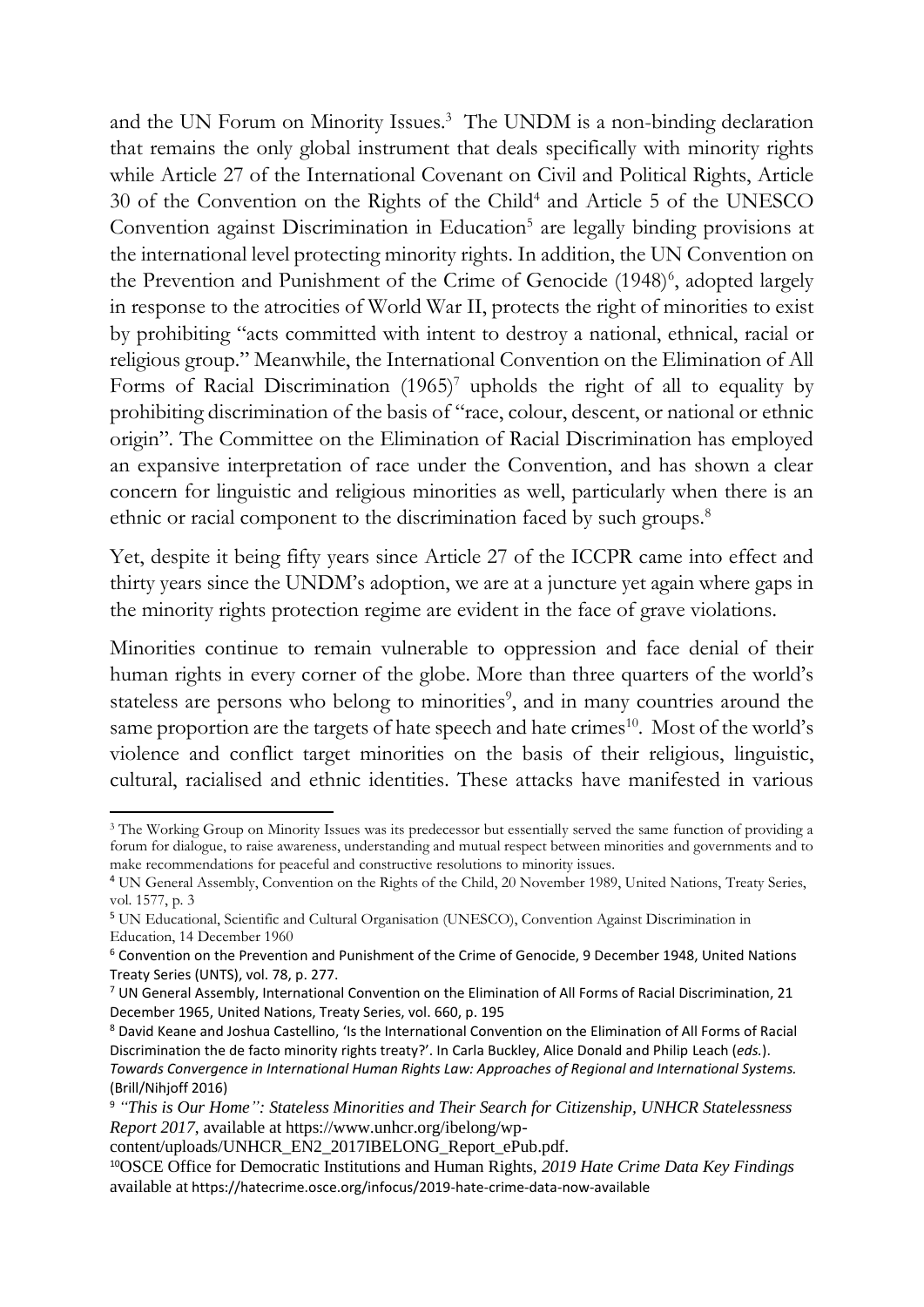and the UN Forum on Minority Issues.[3] The UNDM is a non-binding declaration that remains the only global instrument that deals specifically with minority rights while Article 27 of the International Covenant on Civil and Political Rights, Article 30 of the Convention on the Rights of the Child[4] and Article 5 of the UNESCO Convention against Discrimination in Education[5] are legally binding provisions at the international level protecting minority rights. In addition, the UN Convention on the Prevention and Punishment of the Crime of Genocide (1948)[6], adopted largely in response to the atrocities of World War II, protects the right of minorities to exist by prohibiting "acts committed with intent to destroy a national, ethnical, racial or religious group." Meanwhile, the International Convention on the Elimination of All Forms of Racial Discrimination (1965)[7] upholds the right of all to equality by prohibiting discrimination of the basis of "race, colour, descent, or national or ethnic origin". The Committee on the Elimination of Racial Discrimination has employed an expansive interpretation of race under the Convention, and has shown a clear concern for linguistic and religious minorities as well, particularly when there is an ethnic or racial component to the discrimination faced by such groups.[8]

Yet, despite it being fifty years since Article 27 of the ICCPR came into effect and thirty years since the UNDM's adoption, we are at a juncture yet again where gaps in the minority rights protection regime are evident in the face of grave violations.

Minorities continue to remain vulnerable to oppression and face denial of their human rights in every corner of the globe. More than three quarters of the world's stateless are persons who belong to minorities[9], and in many countries around the same proportion are the targets of hate speech and hate crimes[10]. Most of the world's violence and conflict target minorities on the basis of their religious, linguistic, cultural, racialised and ethnic identities. These attacks have manifested in various

---

[3] The Working Group on Minority Issues was its predecessor but essentially served the same function of providing a forum for dialogue, to raise awareness, understanding and mutual respect between minorities and governments and to make recommendations for peaceful and constructive resolutions to minority issues.

[4] UN General Assembly, Convention on the Rights of the Child, 20 November 1989, United Nations, Treaty Series, vol. 1577, p. 3

[5] UN Educational, Scientific and Cultural Organisation (UNESCO), Convention Against Discrimination in Education, 14 December 1960

[6] Convention on the Prevention and Punishment of the Crime of Genocide, 9 December 1948, United Nations Treaty Series (UNTS), vol. 78, p. 277.

[7] UN General Assembly, International Convention on the Elimination of All Forms of Racial Discrimination, 21 December 1965, United Nations, Treaty Series, vol. 660, p. 195

[8] David Keane and Joshua Castellino, 'Is the International Convention on the Elimination of All Forms of Racial Discrimination the de facto minority rights treaty?'. In Carla Buckley, Alice Donald and Philip Leach (*eds.*). *Towards Convergence in International Human Rights Law: Approaches of Regional and International Systems.* (Brill/Nihjoff 2016)

[9] *"This is Our Home": Stateless Minorities and Their Search for Citizenship, UNHCR Statelessness Report 2017*, available at https://www.unhcr.org/ibelong/wp-content/uploads/UNHCR_EN2_2017IBELONG_Report_ePub.pdf.

[10] OSCE Office for Democratic Institutions and Human Rights, *2019 Hate Crime Data Key Findings* available at https://hatecrime.osce.org/infocus/2019-hate-crime-data-now-available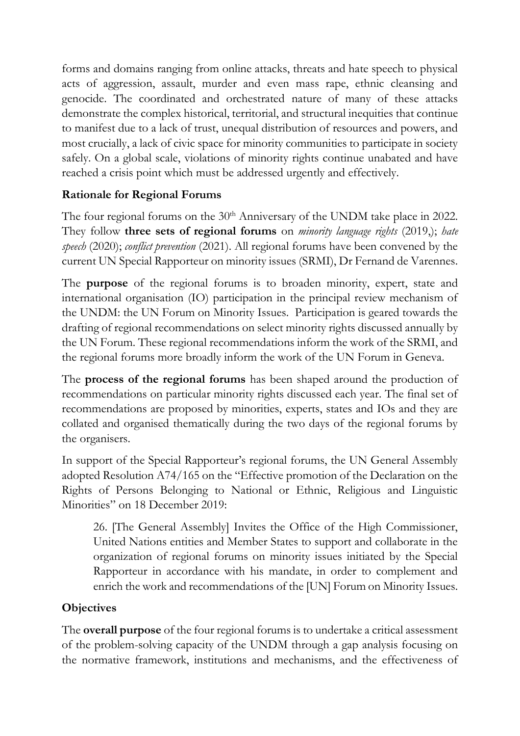forms and domains ranging from online attacks, threats and hate speech to physical acts of aggression, assault, murder and even mass rape, ethnic cleansing and genocide. The coordinated and orchestrated nature of many of these attacks demonstrate the complex historical, territorial, and structural inequities that continue to manifest due to a lack of trust, unequal distribution of resources and powers, and most crucially, a lack of civic space for minority communities to participate in society safely. On a global scale, violations of minority rights continue unabated and have reached a crisis point which must be addressed urgently and effectively.

## Rationale for Regional Forums

The four regional forums on the 30th Anniversary of the UNDM take place in 2022. They follow **three sets of regional forums** on *minority language rights* (2019,); *hate speech* (2020); *conflict prevention* (2021). All regional forums have been convened by the current UN Special Rapporteur on minority issues (SRMI), Dr Fernand de Varennes.

The **purpose** of the regional forums is to broaden minority, expert, state and international organisation (IO) participation in the principal review mechanism of the UNDM: the UN Forum on Minority Issues. Participation is geared towards the drafting of regional recommendations on select minority rights discussed annually by the UN Forum. These regional recommendations inform the work of the SRMI, and the regional forums more broadly inform the work of the UN Forum in Geneva.

The **process of the regional forums** has been shaped around the production of recommendations on particular minority rights discussed each year. The final set of recommendations are proposed by minorities, experts, states and IOs and they are collated and organised thematically during the two days of the regional forums by the organisers.

In support of the Special Rapporteur's regional forums, the UN General Assembly adopted Resolution A74/165 on the "Effective promotion of the Declaration on the Rights of Persons Belonging to National or Ethnic, Religious and Linguistic Minorities" on 18 December 2019:

> 26. [The General Assembly] Invites the Office of the High Commissioner, United Nations entities and Member States to support and collaborate in the organization of regional forums on minority issues initiated by the Special Rapporteur in accordance with his mandate, in order to complement and enrich the work and recommendations of the [UN] Forum on Minority Issues.

## Objectives

The **overall purpose** of the four regional forums is to undertake a critical assessment of the problem-solving capacity of the UNDM through a gap analysis focusing on the normative framework, institutions and mechanisms, and the effectiveness of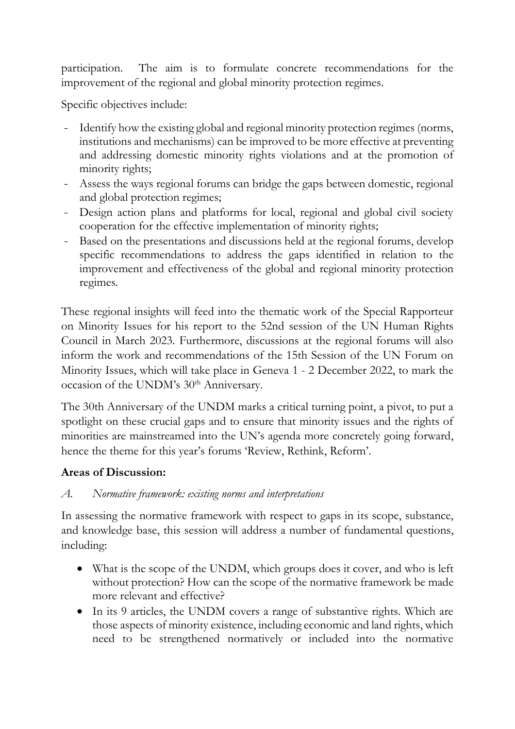participation. The aim is to formulate concrete recommendations for the improvement of the regional and global minority protection regimes.

Specific objectives include:

- Identify how the existing global and regional minority protection regimes (norms, institutions and mechanisms) can be improved to be more effective at preventing and addressing domestic minority rights violations and at the promotion of minority rights;
- Assess the ways regional forums can bridge the gaps between domestic, regional and global protection regimes;
- Design action plans and platforms for local, regional and global civil society cooperation for the effective implementation of minority rights;
- Based on the presentations and discussions held at the regional forums, develop specific recommendations to address the gaps identified in relation to the improvement and effectiveness of the global and regional minority protection regimes.

These regional insights will feed into the thematic work of the Special Rapporteur on Minority Issues for his report to the 52nd session of the UN Human Rights Council in March 2023. Furthermore, discussions at the regional forums will also inform the work and recommendations of the 15th Session of the UN Forum on Minority Issues, which will take place in Geneva 1 - 2 December 2022, to mark the occasion of the UNDM's 30th Anniversary.

The 30th Anniversary of the UNDM marks a critical turning point, a pivot, to put a spotlight on these crucial gaps and to ensure that minority issues and the rights of minorities are mainstreamed into the UN's agenda more concretely going forward, hence the theme for this year's forums 'Review, Rethink, Reform'.

**Areas of Discussion:**

*A. Normative framework: existing norms and interpretations*

In assessing the normative framework with respect to gaps in its scope, substance, and knowledge base, this session will address a number of fundamental questions, including:

- What is the scope of the UNDM, which groups does it cover, and who is left without protection? How can the scope of the normative framework be made more relevant and effective?
- In its 9 articles, the UNDM covers a range of substantive rights. Which are those aspects of minority existence, including economic and land rights, which need to be strengthened normatively or included into the normative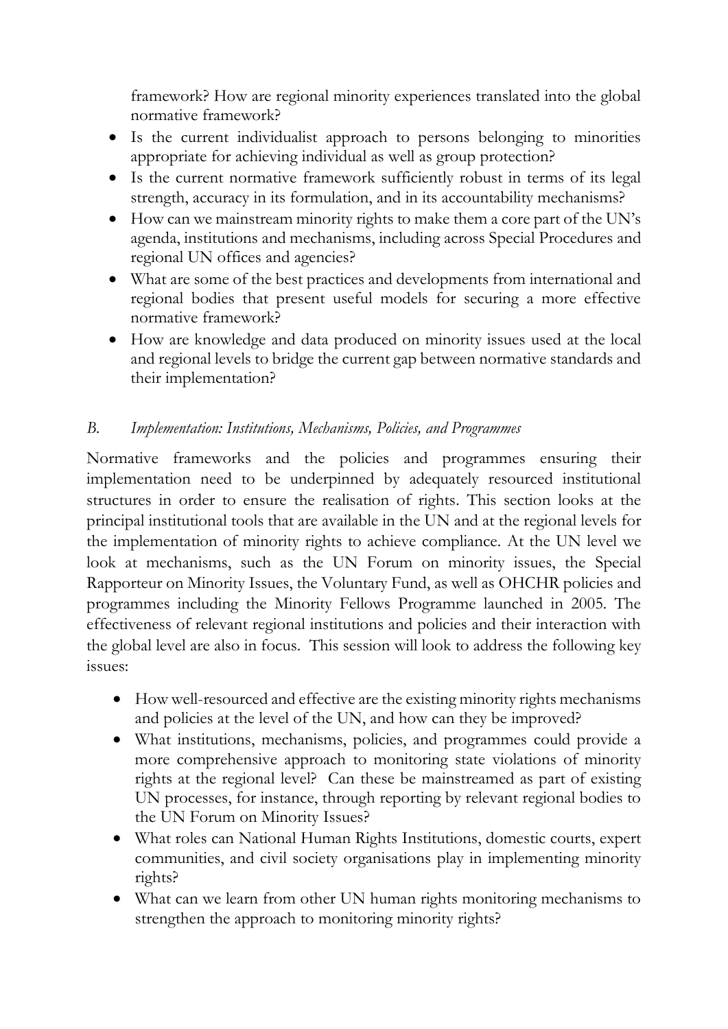framework? How are regional minority experiences translated into the global normative framework?

- Is the current individualist approach to persons belonging to minorities appropriate for achieving individual as well as group protection?
- Is the current normative framework sufficiently robust in terms of its legal strength, accuracy in its formulation, and in its accountability mechanisms?
- How can we mainstream minority rights to make them a core part of the UN's agenda, institutions and mechanisms, including across Special Procedures and regional UN offices and agencies?
- What are some of the best practices and developments from international and regional bodies that present useful models for securing a more effective normative framework?
- How are knowledge and data produced on minority issues used at the local and regional levels to bridge the current gap between normative standards and their implementation?

### *B. Implementation: Institutions, Mechanisms, Policies, and Programmes*

Normative frameworks and the policies and programmes ensuring their implementation need to be underpinned by adequately resourced institutional structures in order to ensure the realisation of rights. This section looks at the principal institutional tools that are available in the UN and at the regional levels for the implementation of minority rights to achieve compliance. At the UN level we look at mechanisms, such as the UN Forum on minority issues, the Special Rapporteur on Minority Issues, the Voluntary Fund, as well as OHCHR policies and programmes including the Minority Fellows Programme launched in 2005. The effectiveness of relevant regional institutions and policies and their interaction with the global level are also in focus. This session will look to address the following key issues:

- How well-resourced and effective are the existing minority rights mechanisms and policies at the level of the UN, and how can they be improved?
- What institutions, mechanisms, policies, and programmes could provide a more comprehensive approach to monitoring state violations of minority rights at the regional level? Can these be mainstreamed as part of existing UN processes, for instance, through reporting by relevant regional bodies to the UN Forum on Minority Issues?
- What roles can National Human Rights Institutions, domestic courts, expert communities, and civil society organisations play in implementing minority rights?
- What can we learn from other UN human rights monitoring mechanisms to strengthen the approach to monitoring minority rights?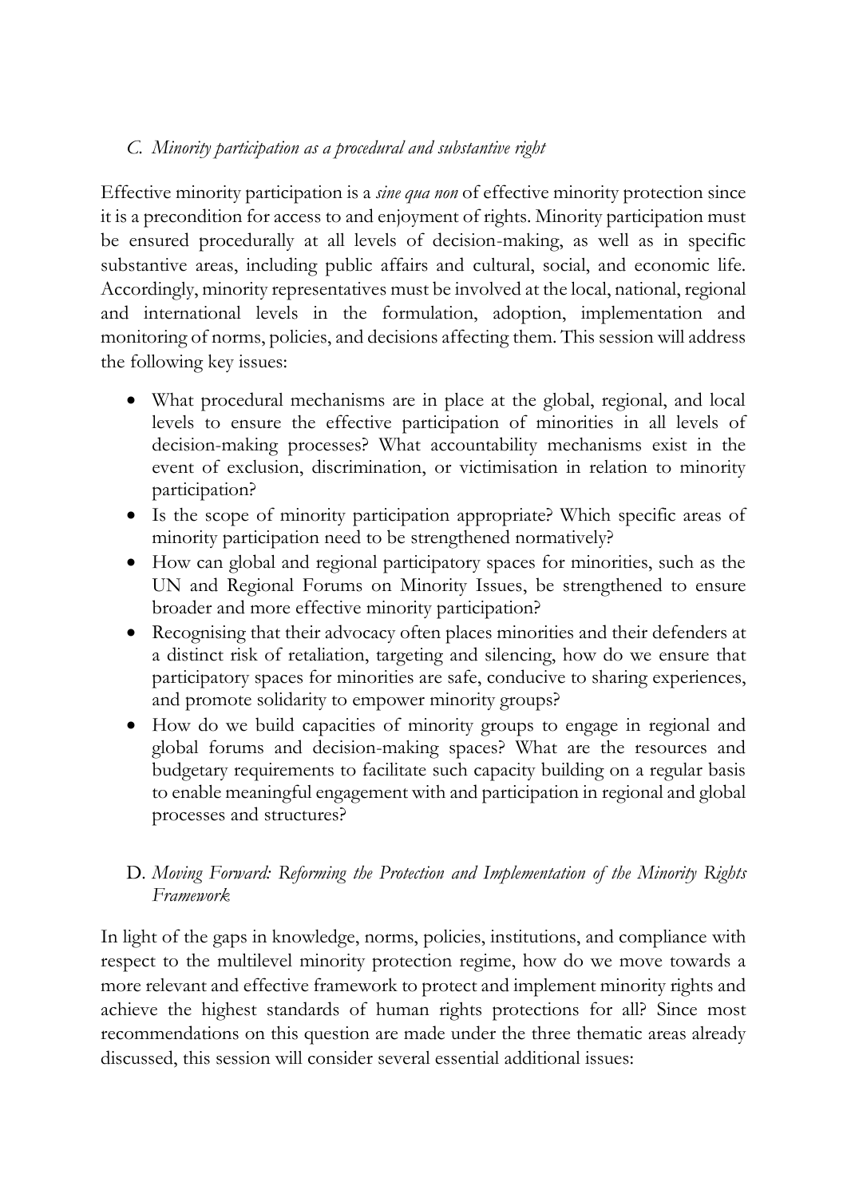### *C. Minority participation as a procedural and substantive right*

Effective minority participation is a *sine qua non* of effective minority protection since it is a precondition for access to and enjoyment of rights. Minority participation must be ensured procedurally at all levels of decision-making, as well as in specific substantive areas, including public affairs and cultural, social, and economic life. Accordingly, minority representatives must be involved at the local, national, regional and international levels in the formulation, adoption, implementation and monitoring of norms, policies, and decisions affecting them. This session will address the following key issues:

- What procedural mechanisms are in place at the global, regional, and local levels to ensure the effective participation of minorities in all levels of decision-making processes? What accountability mechanisms exist in the event of exclusion, discrimination, or victimisation in relation to minority participation?
- Is the scope of minority participation appropriate? Which specific areas of minority participation need to be strengthened normatively?
- How can global and regional participatory spaces for minorities, such as the UN and Regional Forums on Minority Issues, be strengthened to ensure broader and more effective minority participation?
- Recognising that their advocacy often places minorities and their defenders at a distinct risk of retaliation, targeting and silencing, how do we ensure that participatory spaces for minorities are safe, conducive to sharing experiences, and promote solidarity to empower minority groups?
- How do we build capacities of minority groups to engage in regional and global forums and decision-making spaces? What are the resources and budgetary requirements to facilitate such capacity building on a regular basis to enable meaningful engagement with and participation in regional and global processes and structures?

### D. *Moving Forward: Reforming the Protection and Implementation of the Minority Rights Framework*

In light of the gaps in knowledge, norms, policies, institutions, and compliance with respect to the multilevel minority protection regime, how do we move towards a more relevant and effective framework to protect and implement minority rights and achieve the highest standards of human rights protections for all? Since most recommendations on this question are made under the three thematic areas already discussed, this session will consider several essential additional issues: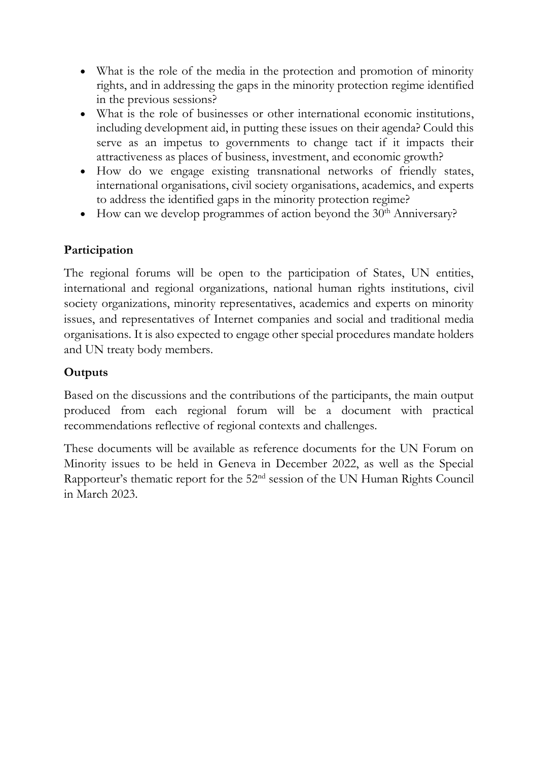- What is the role of the media in the protection and promotion of minority rights, and in addressing the gaps in the minority protection regime identified in the previous sessions?
- What is the role of businesses or other international economic institutions, including development aid, in putting these issues on their agenda? Could this serve as an impetus to governments to change tact if it impacts their attractiveness as places of business, investment, and economic growth?
- How do we engage existing transnational networks of friendly states, international organisations, civil society organisations, academics, and experts to address the identified gaps in the minority protection regime?
- How can we develop programmes of action beyond the 30th Anniversary?

## Participation

The regional forums will be open to the participation of States, UN entities, international and regional organizations, national human rights institutions, civil society organizations, minority representatives, academics and experts on minority issues, and representatives of Internet companies and social and traditional media organisations. It is also expected to engage other special procedures mandate holders and UN treaty body members.

## Outputs

Based on the discussions and the contributions of the participants, the main output produced from each regional forum will be a document with practical recommendations reflective of regional contexts and challenges.

These documents will be available as reference documents for the UN Forum on Minority issues to be held in Geneva in December 2022, as well as the Special Rapporteur's thematic report for the 52nd session of the UN Human Rights Council in March 2023.